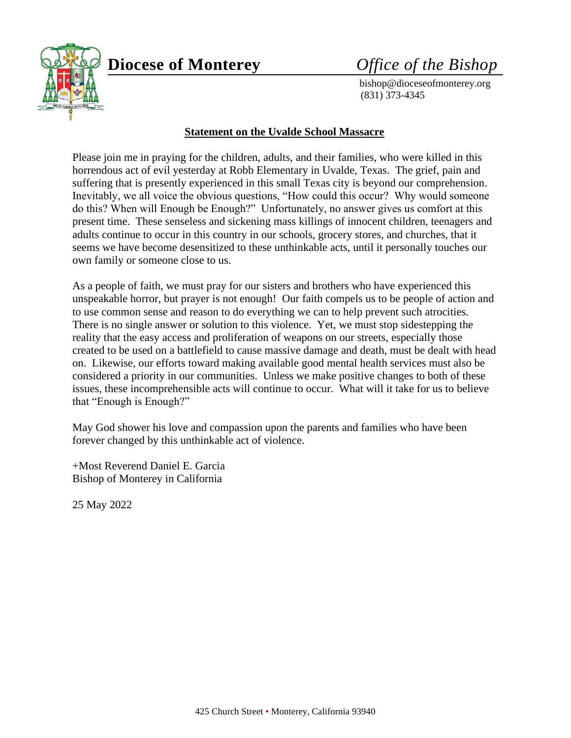# Diocese of Monterey — *Office of the Bishop*

bishop@dioceseofmonterey.org
(831) 373-4345

## Statement on the Uvalde School Massacre

Please join me in praying for the children, adults, and their families, who were killed in this horrendous act of evil yesterday at Robb Elementary in Uvalde, Texas. The grief, pain and suffering that is presently experienced in this small Texas city is beyond our comprehension. Inevitably, we all voice the obvious questions, "How could this occur? Why would someone do this? When will Enough be Enough?" Unfortunately, no answer gives us comfort at this present time. These senseless and sickening mass killings of innocent children, teenagers and adults continue to occur in this country in our schools, grocery stores, and churches, that it seems we have become desensitized to these unthinkable acts, until it personally touches our own family or someone close to us.

As a people of faith, we must pray for our sisters and brothers who have experienced this unspeakable horror, but prayer is not enough! Our faith compels us to be people of action and to use common sense and reason to do everything we can to help prevent such atrocities. There is no single answer or solution to this violence. Yet, we must stop sidestepping the reality that the easy access and proliferation of weapons on our streets, especially those created to be used on a battlefield to cause massive damage and death, must be dealt with head on. Likewise, our efforts toward making available good mental health services must also be considered a priority in our communities. Unless we make positive changes to both of these issues, these incomprehensible acts will continue to occur. What will it take for us to believe that "Enough is Enough?"

May God shower his love and compassion upon the parents and families who have been forever changed by this unthinkable act of violence.

+Most Reverend Daniel E. Garcia
Bishop of Monterey in California

25 May 2022

425 Church Street • Monterey, California 93940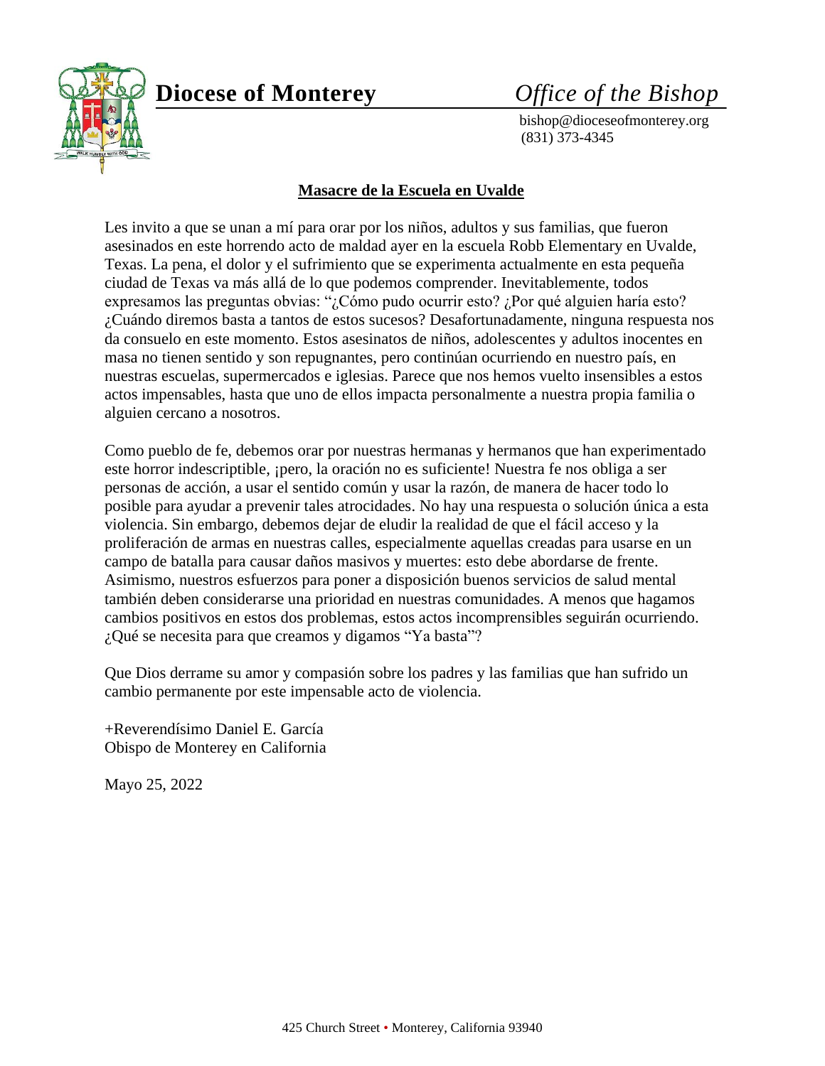**Diocese of Monterey** *Office of the Bishop*

bishop@dioceseofmonterey.org
(831) 373-4345

## Masacre de la Escuela en Uvalde

Les invito a que se unan a mí para orar por los niños, adultos y sus familias, que fueron asesinados en este horrendo acto de maldad ayer en la escuela Robb Elementary en Uvalde, Texas. La pena, el dolor y el sufrimiento que se experimenta actualmente en esta pequeña ciudad de Texas va más allá de lo que podemos comprender. Inevitablemente, todos expresamos las preguntas obvias: "¿Cómo pudo ocurrir esto? ¿Por qué alguien haría esto? ¿Cuándo diremos basta a tantos de estos sucesos? Desafortunadamente, ninguna respuesta nos da consuelo en este momento. Estos asesinatos de niños, adolescentes y adultos inocentes en masa no tienen sentido y son repugnantes, pero continúan ocurriendo en nuestro país, en nuestras escuelas, supermercados e iglesias. Parece que nos hemos vuelto insensibles a estos actos impensables, hasta que uno de ellos impacta personalmente a nuestra propia familia o alguien cercano a nosotros.

Como pueblo de fe, debemos orar por nuestras hermanas y hermanos que han experimentado este horror indescriptible, ¡pero, la oración no es suficiente! Nuestra fe nos obliga a ser personas de acción, a usar el sentido común y usar la razón, de manera de hacer todo lo posible para ayudar a prevenir tales atrocidades. No hay una respuesta o solución única a esta violencia. Sin embargo, debemos dejar de eludir la realidad de que el fácil acceso y la proliferación de armas en nuestras calles, especialmente aquellas creadas para usarse en un campo de batalla para causar daños masivos y muertes: esto debe abordarse de frente. Asimismo, nuestros esfuerzos para poner a disposición buenos servicios de salud mental también deben considerarse una prioridad en nuestras comunidades. A menos que hagamos cambios positivos en estos dos problemas, estos actos incomprensibles seguirán ocurriendo. ¿Qué se necesita para que creamos y digamos "Ya basta"?

Que Dios derrame su amor y compasión sobre los padres y las familias que han sufrido un cambio permanente por este impensable acto de violencia.

+Reverendísimo Daniel E. García
Obispo de Monterey en California

Mayo 25, 2022

425 Church Street • Monterey, California 93940